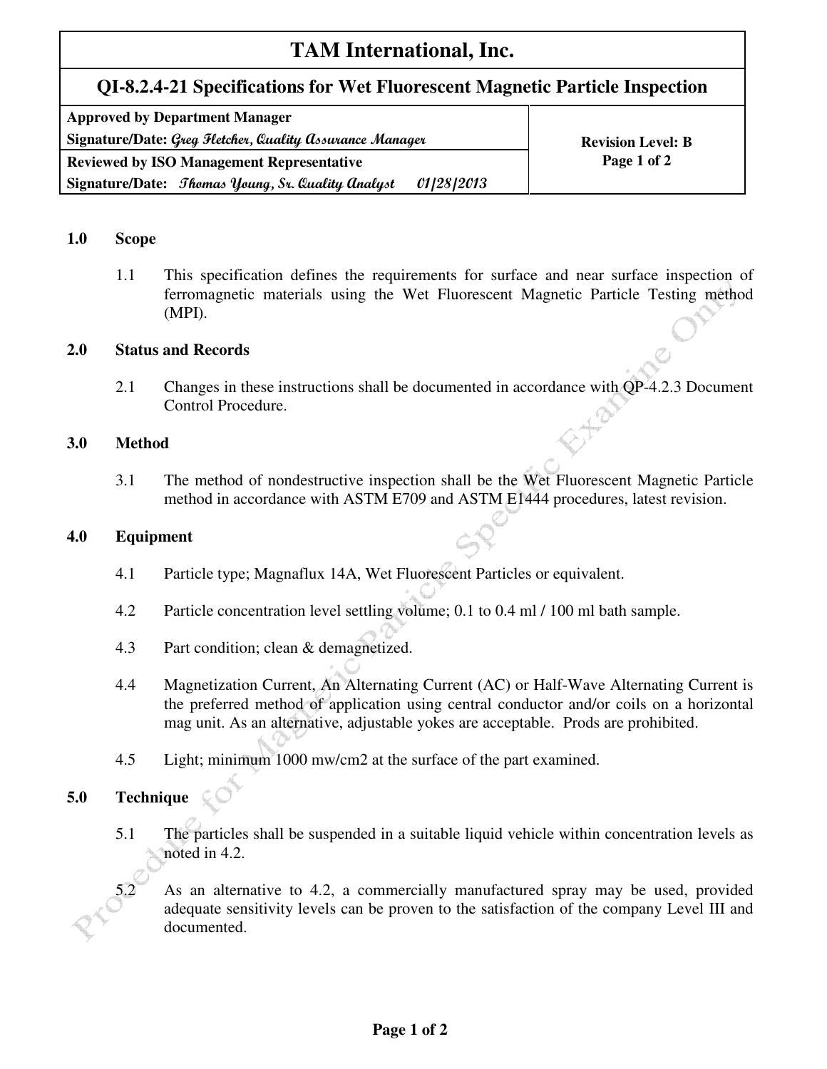# TAM International, Inc.

## QI-8.2.4-21 Specifications for Wet Fluorescent Magnetic Particle Inspection

| Approved by Department Manager | |
| --- | --- |
| Signature/Date: *Greg Fletcher, Quality Assurance Manager* | Revision Level: B |
| Reviewed by ISO Management Representative | Page 1 of 2 |
| Signature/Date: *Thomas Young, Sr. Quality Analyst 01/28/2013* | |

### 1.0 Scope

1.1 This specification defines the requirements for surface and near surface inspection of ferromagnetic materials using the Wet Fluorescent Magnetic Particle Testing method (MPI).

### 2.0 Status and Records

2.1 Changes in these instructions shall be documented in accordance with QP-4.2.3 Document Control Procedure.

### 3.0 Method

3.1 The method of nondestructive inspection shall be the Wet Fluorescent Magnetic Particle method in accordance with ASTM E709 and ASTM E1444 procedures, latest revision.

### 4.0 Equipment

4.1 Particle type; Magnaflux 14A, Wet Fluorescent Particles or equivalent.

4.2 Particle concentration level settling volume; 0.1 to 0.4 ml / 100 ml bath sample.

4.3 Part condition; clean & demagnetized.

4.4 Magnetization Current, An Alternating Current (AC) or Half-Wave Alternating Current is the preferred method of application using central conductor and/or coils on a horizontal mag unit. As an alternative, adjustable yokes are acceptable. Prods are prohibited.

4.5 Light; minimum 1000 mw/cm2 at the surface of the part examined.

### 5.0 Technique

5.1 The particles shall be suspended in a suitable liquid vehicle within concentration levels as noted in 4.2.

5.2 As an alternative to 4.2, a commercially manufactured spray may be used, provided adequate sensitivity levels can be proven to the satisfaction of the company Level III and documented.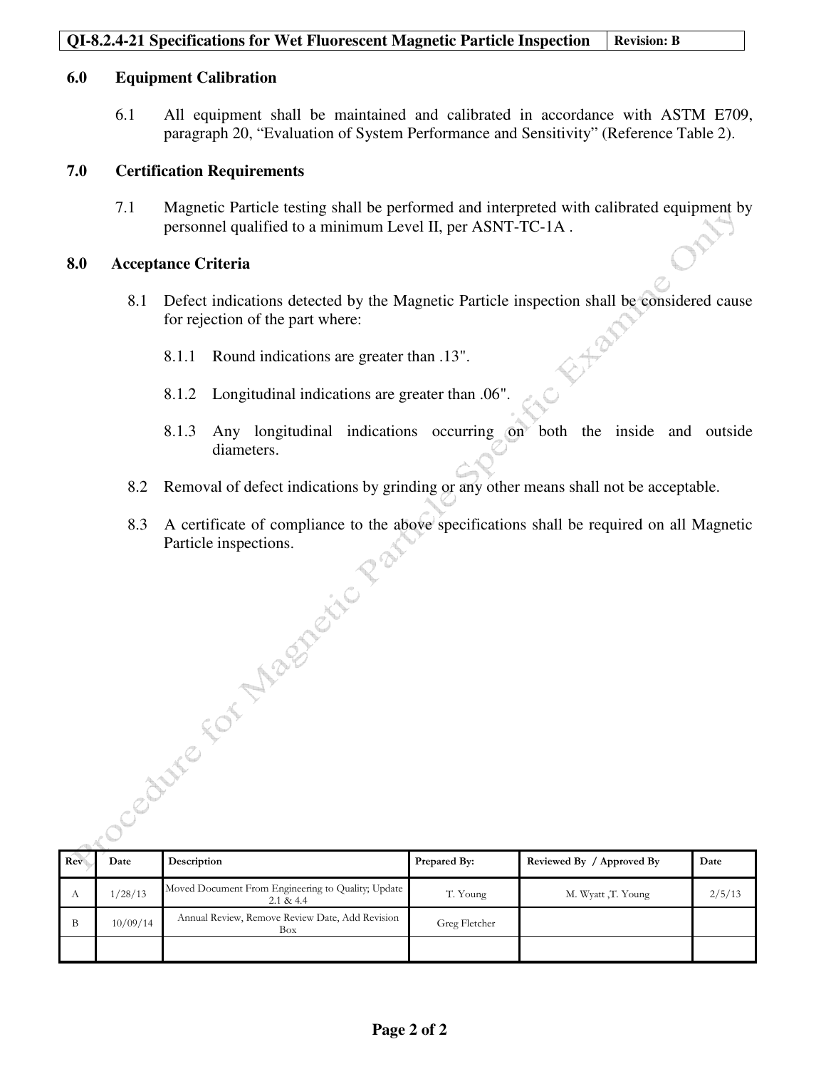## 6.0 Equipment Calibration

6.1 All equipment shall be maintained and calibrated in accordance with ASTM E709, paragraph 20, "Evaluation of System Performance and Sensitivity" (Reference Table 2).

## 7.0 Certification Requirements

7.1 Magnetic Particle testing shall be performed and interpreted with calibrated equipment by personnel qualified to a minimum Level II, per ASNT-TC-1A .

## 8.0 Acceptance Criteria

8.1 Defect indications detected by the Magnetic Particle inspection shall be considered cause for rejection of the part where:

8.1.1 Round indications are greater than .13".

8.1.2 Longitudinal indications are greater than .06".

8.1.3 Any longitudinal indications occurring on both the inside and outside diameters.

8.2 Removal of defect indications by grinding or any other means shall not be acceptable.

8.3 A certificate of compliance to the above specifications shall be required on all Magnetic Particle inspections.

| Rev | Date | Description | Prepared By: | Reviewed By / Approved By | Date |
|---|---|---|---|---|---|
| A | 1/28/13 | Moved Document From Engineering to Quality; Update 2.1 & 4.4 | T. Young | M. Wyatt ,T. Young | 2/5/13 |
| B | 10/09/14 | Annual Review, Remove Review Date, Add Revision Box | Greg Fletcher | | |
| | | | | | |